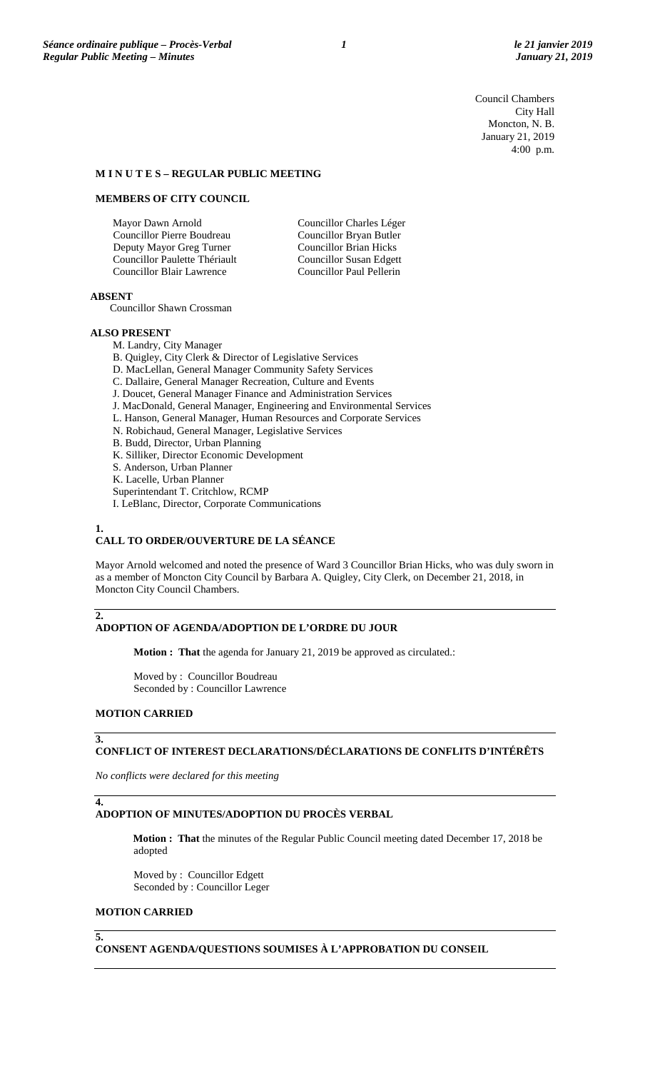Council Chambers
City Hall
Moncton, N. B.
January 21, 2019
4:00 p.m.

**M I N U T E S – REGULAR PUBLIC MEETING**

**MEMBERS OF CITY COUNCIL**

| | |
|---|---|
| Mayor Dawn Arnold | Councillor Charles Léger |
| Councillor Pierre Boudreau | Councillor Bryan Butler |
| Deputy Mayor Greg Turner | Councillor Brian Hicks |
| Councillor Paulette Thériault | Councillor Susan Edgett |
| Councillor Blair Lawrence | Councillor Paul Pellerin |

**ABSENT**

Councillor Shawn Crossman

**ALSO PRESENT**

M. Landry, City Manager
B. Quigley, City Clerk & Director of Legislative Services
D. MacLellan, General Manager Community Safety Services
C. Dallaire, General Manager Recreation, Culture and Events
J. Doucet, General Manager Finance and Administration Services
J. MacDonald, General Manager, Engineering and Environmental Services
L. Hanson, General Manager, Human Resources and Corporate Services
N. Robichaud, General Manager, Legislative Services
B. Budd, Director, Urban Planning
K. Silliker, Director Economic Development
S. Anderson, Urban Planner
K. Lacelle, Urban Planner
Superintendant T. Critchlow, RCMP
I. LeBlanc, Director, Corporate Communications

**1.**
**CALL TO ORDER/OUVERTURE DE LA SÉANCE**

Mayor Arnold welcomed and noted the presence of Ward 3 Councillor Brian Hicks, who was duly sworn in as a member of Moncton City Council by Barbara A. Quigley, City Clerk, on December 21, 2018, in Moncton City Council Chambers.

**2.**
**ADOPTION OF AGENDA/ADOPTION DE L'ORDRE DU JOUR**

**Motion : That** the agenda for January 21, 2019 be approved as circulated.:

Moved by : Councillor Boudreau
Seconded by : Councillor Lawrence

**MOTION CARRIED**

**3.**
**CONFLICT OF INTEREST DECLARATIONS/DÉCLARATIONS DE CONFLITS D'INTÉRÊTS**

*No conflicts were declared for this meeting*

**4.**
**ADOPTION OF MINUTES/ADOPTION DU PROCÈS VERBAL**

**Motion : That** the minutes of the Regular Public Council meeting dated December 17, 2018 be adopted

Moved by : Councillor Edgett
Seconded by : Councillor Leger

**MOTION CARRIED**

**5.**
**CONSENT AGENDA/QUESTIONS SOUMISES À L'APPROBATION DU CONSEIL**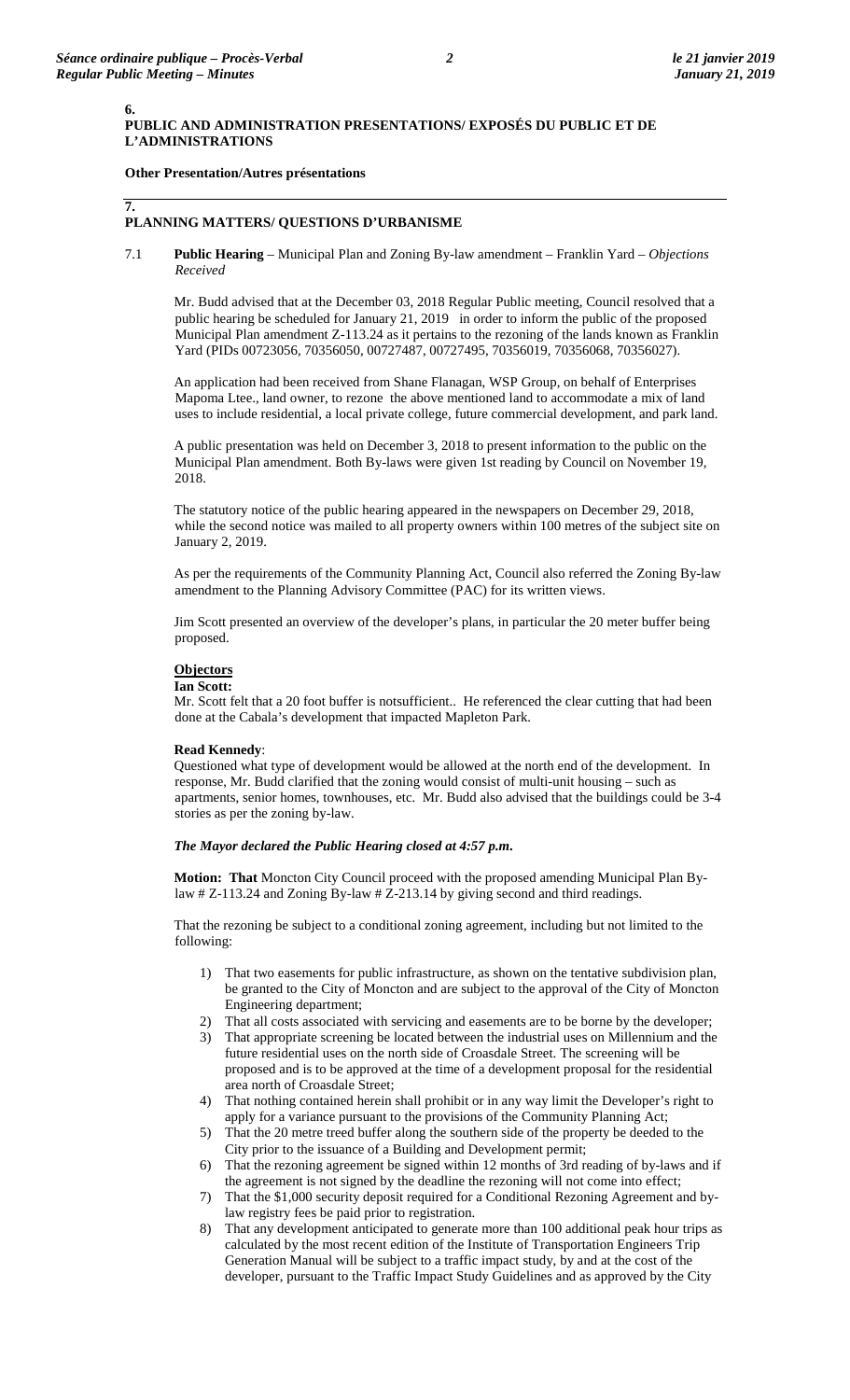**6.**
**PUBLIC AND ADMINISTRATION PRESENTATIONS/ EXPOSÉS DU PUBLIC ET DE L'ADMINISTRATIONS**

**Other Presentation/Autres présentations**

**7.**
**PLANNING MATTERS/ QUESTIONS D'URBANISME**

7.1 **Public Hearing** – Municipal Plan and Zoning By-law amendment – Franklin Yard – *Objections Received*

Mr. Budd advised that at the December 03, 2018 Regular Public meeting, Council resolved that a public hearing be scheduled for January 21, 2019 in order to inform the public of the proposed Municipal Plan amendment Z-113.24 as it pertains to the rezoning of the lands known as Franklin Yard (PIDs 00723056, 70356050, 00727487, 00727495, 70356019, 70356068, 70356027).

An application had been received from Shane Flanagan, WSP Group, on behalf of Enterprises Mapoma Ltee., land owner, to rezone the above mentioned land to accommodate a mix of land uses to include residential, a local private college, future commercial development, and park land.

A public presentation was held on December 3, 2018 to present information to the public on the Municipal Plan amendment. Both By-laws were given 1st reading by Council on November 19, 2018.

The statutory notice of the public hearing appeared in the newspapers on December 29, 2018, while the second notice was mailed to all property owners within 100 metres of the subject site on January 2, 2019.

As per the requirements of the Community Planning Act, Council also referred the Zoning By-law amendment to the Planning Advisory Committee (PAC) for its written views.

Jim Scott presented an overview of the developer's plans, in particular the 20 meter buffer being proposed.

**Objectors**

**Ian Scott:**
Mr. Scott felt that a 20 foot buffer is notsufficient.. He referenced the clear cutting that had been done at the Cabala's development that impacted Mapleton Park.

**Read Kennedy**:
Questioned what type of development would be allowed at the north end of the development. In response, Mr. Budd clarified that the zoning would consist of multi-unit housing – such as apartments, senior homes, townhouses, etc. Mr. Budd also advised that the buildings could be 3-4 stories as per the zoning by-law.

***The Mayor declared the Public Hearing closed at 4:57 p.m.***

**Motion: That** Moncton City Council proceed with the proposed amending Municipal Plan By-law # Z-113.24 and Zoning By-law # Z-213.14 by giving second and third readings.

That the rezoning be subject to a conditional zoning agreement, including but not limited to the following:

1) That two easements for public infrastructure, as shown on the tentative subdivision plan, be granted to the City of Moncton and are subject to the approval of the City of Moncton Engineering department;
2) That all costs associated with servicing and easements are to be borne by the developer;
3) That appropriate screening be located between the industrial uses on Millennium and the future residential uses on the north side of Croasdale Street. The screening will be proposed and is to be approved at the time of a development proposal for the residential area north of Croasdale Street;
4) That nothing contained herein shall prohibit or in any way limit the Developer's right to apply for a variance pursuant to the provisions of the Community Planning Act;
5) That the 20 metre treed buffer along the southern side of the property be deeded to the City prior to the issuance of a Building and Development permit;
6) That the rezoning agreement be signed within 12 months of 3rd reading of by-laws and if the agreement is not signed by the deadline the rezoning will not come into effect;
7) That the $1,000 security deposit required for a Conditional Rezoning Agreement and by-law registry fees be paid prior to registration.
8) That any development anticipated to generate more than 100 additional peak hour trips as calculated by the most recent edition of the Institute of Transportation Engineers Trip Generation Manual will be subject to a traffic impact study, by and at the cost of the developer, pursuant to the Traffic Impact Study Guidelines and as approved by the City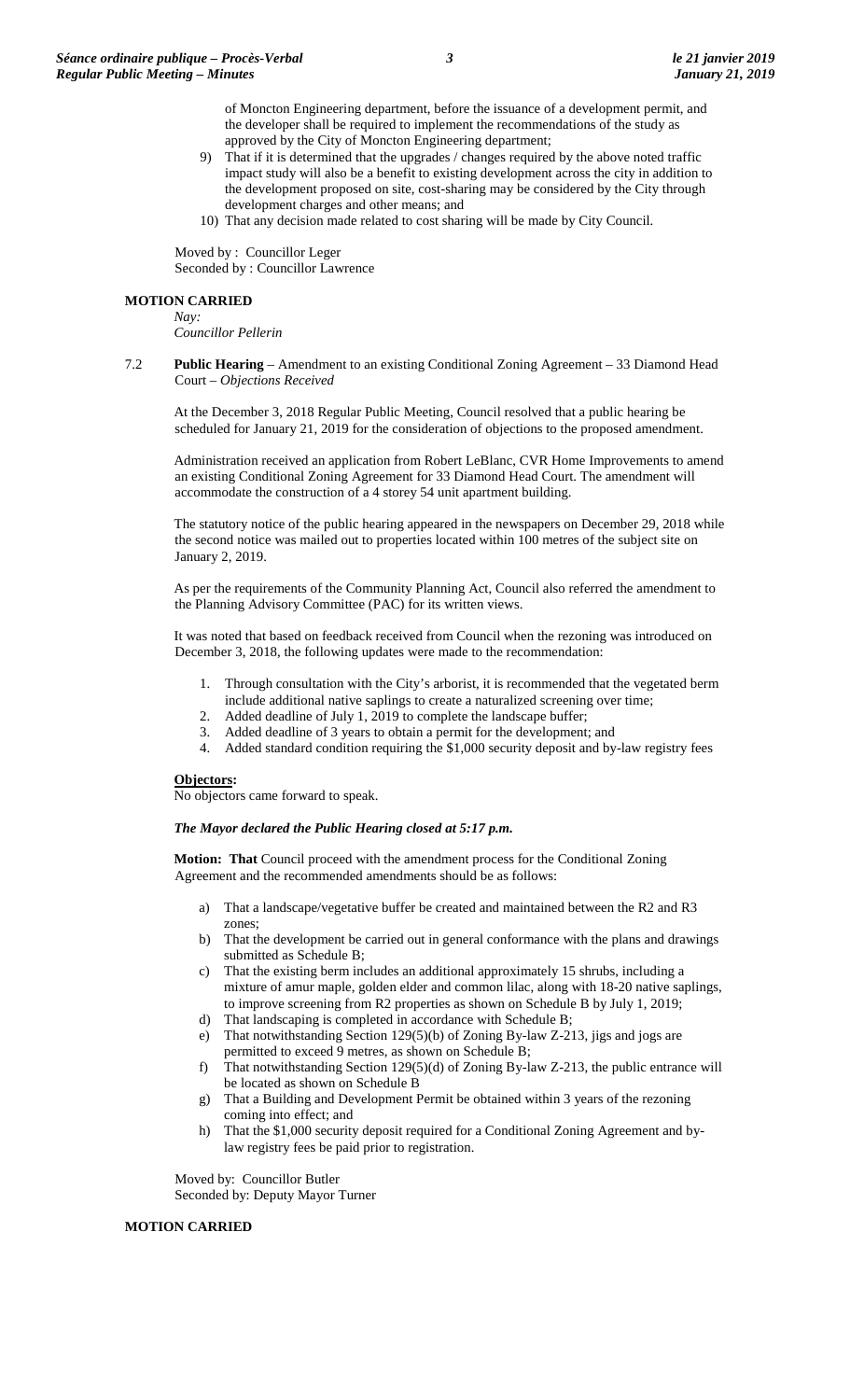of Moncton Engineering department, before the issuance of a development permit, and the developer shall be required to implement the recommendations of the study as approved by the City of Moncton Engineering department;

9) That if it is determined that the upgrades / changes required by the above noted traffic impact study will also be a benefit to existing development across the city in addition to the development proposed on site, cost-sharing may be considered by the City through development charges and other means; and
10) That any decision made related to cost sharing will be made by City Council.

Moved by : Councillor Leger
Seconded by : Councillor Lawrence

**MOTION CARRIED**

*Nay:*
*Councillor Pellerin*

7.2 **Public Hearing** – Amendment to an existing Conditional Zoning Agreement – 33 Diamond Head Court – *Objections Received*

At the December 3, 2018 Regular Public Meeting, Council resolved that a public hearing be scheduled for January 21, 2019 for the consideration of objections to the proposed amendment.

Administration received an application from Robert LeBlanc, CVR Home Improvements to amend an existing Conditional Zoning Agreement for 33 Diamond Head Court. The amendment will accommodate the construction of a 4 storey 54 unit apartment building.

The statutory notice of the public hearing appeared in the newspapers on December 29, 2018 while the second notice was mailed out to properties located within 100 metres of the subject site on January 2, 2019.

As per the requirements of the Community Planning Act, Council also referred the amendment to the Planning Advisory Committee (PAC) for its written views.

It was noted that based on feedback received from Council when the rezoning was introduced on December 3, 2018, the following updates were made to the recommendation:

1. Through consultation with the City's arborist, it is recommended that the vegetated berm include additional native saplings to create a naturalized screening over time;
2. Added deadline of July 1, 2019 to complete the landscape buffer;
3. Added deadline of 3 years to obtain a permit for the development; and
4. Added standard condition requiring the $1,000 security deposit and by-law registry fees

**Objectors:**
No objectors came forward to speak.

***The Mayor declared the Public Hearing closed at 5:17 p.m.***

**Motion: That** Council proceed with the amendment process for the Conditional Zoning Agreement and the recommended amendments should be as follows:

a) That a landscape/vegetative buffer be created and maintained between the R2 and R3 zones;
b) That the development be carried out in general conformance with the plans and drawings submitted as Schedule B;
c) That the existing berm includes an additional approximately 15 shrubs, including a mixture of amur maple, golden elder and common lilac, along with 18-20 native saplings, to improve screening from R2 properties as shown on Schedule B by July 1, 2019;
d) That landscaping is completed in accordance with Schedule B;
e) That notwithstanding Section 129(5)(b) of Zoning By-law Z-213, jigs and jogs are permitted to exceed 9 metres, as shown on Schedule B;
f) That notwithstanding Section 129(5)(d) of Zoning By-law Z-213, the public entrance will be located as shown on Schedule B
g) That a Building and Development Permit be obtained within 3 years of the rezoning coming into effect; and
h) That the $1,000 security deposit required for a Conditional Zoning Agreement and by-law registry fees be paid prior to registration.

Moved by: Councillor Butler
Seconded by: Deputy Mayor Turner

**MOTION CARRIED**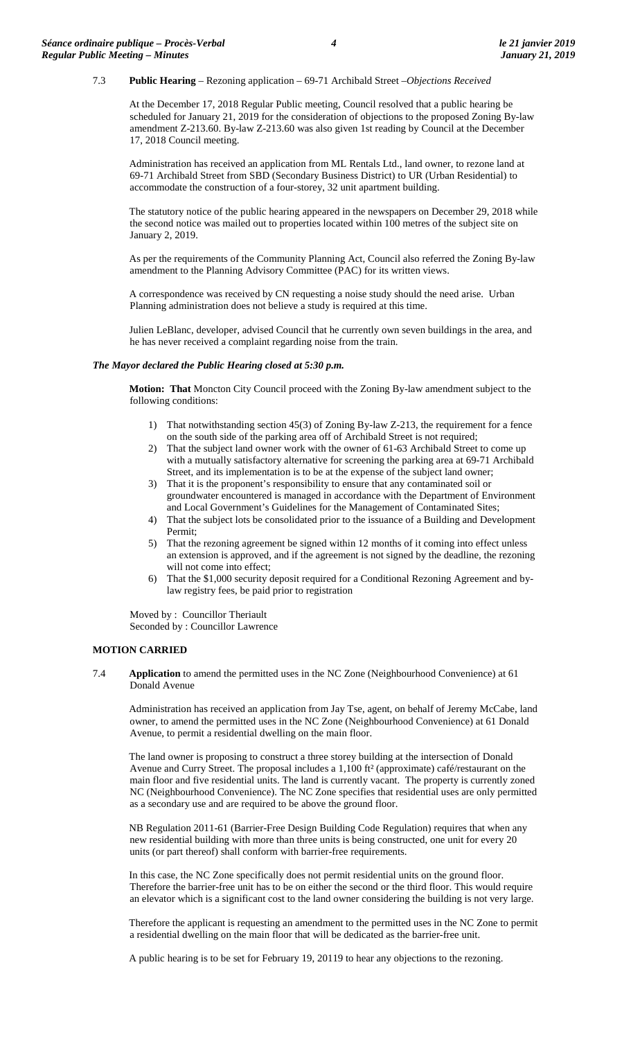7.3 **Public Hearing** – Rezoning application – 69-71 Archibald Street –*Objections Received*

At the December 17, 2018 Regular Public meeting, Council resolved that a public hearing be scheduled for January 21, 2019 for the consideration of objections to the proposed Zoning By-law amendment Z-213.60. By-law Z-213.60 was also given 1st reading by Council at the December 17, 2018 Council meeting.

Administration has received an application from ML Rentals Ltd., land owner, to rezone land at 69-71 Archibald Street from SBD (Secondary Business District) to UR (Urban Residential) to accommodate the construction of a four-storey, 32 unit apartment building.

The statutory notice of the public hearing appeared in the newspapers on December 29, 2018 while the second notice was mailed out to properties located within 100 metres of the subject site on January 2, 2019.

As per the requirements of the Community Planning Act, Council also referred the Zoning By-law amendment to the Planning Advisory Committee (PAC) for its written views.

A correspondence was received by CN requesting a noise study should the need arise. Urban Planning administration does not believe a study is required at this time.

Julien LeBlanc, developer, advised Council that he currently own seven buildings in the area, and he has never received a complaint regarding noise from the train.

***The Mayor declared the Public Hearing closed at 5:30 p.m.***

**Motion: That** Moncton City Council proceed with the Zoning By-law amendment subject to the following conditions:

1) That notwithstanding section 45(3) of Zoning By-law Z-213, the requirement for a fence on the south side of the parking area off of Archibald Street is not required;
2) That the subject land owner work with the owner of 61-63 Archibald Street to come up with a mutually satisfactory alternative for screening the parking area at 69-71 Archibald Street, and its implementation is to be at the expense of the subject land owner;
3) That it is the proponent's responsibility to ensure that any contaminated soil or groundwater encountered is managed in accordance with the Department of Environment and Local Government's Guidelines for the Management of Contaminated Sites;
4) That the subject lots be consolidated prior to the issuance of a Building and Development Permit;
5) That the rezoning agreement be signed within 12 months of it coming into effect unless an extension is approved, and if the agreement is not signed by the deadline, the rezoning will not come into effect;
6) That the $1,000 security deposit required for a Conditional Rezoning Agreement and by-law registry fees, be paid prior to registration

Moved by : Councillor Theriault
Seconded by : Councillor Lawrence

**MOTION CARRIED**

7.4 **Application** to amend the permitted uses in the NC Zone (Neighbourhood Convenience) at 61 Donald Avenue

Administration has received an application from Jay Tse, agent, on behalf of Jeremy McCabe, land owner, to amend the permitted uses in the NC Zone (Neighbourhood Convenience) at 61 Donald Avenue, to permit a residential dwelling on the main floor.

The land owner is proposing to construct a three storey building at the intersection of Donald Avenue and Curry Street. The proposal includes a 1,100 ft² (approximate) café/restaurant on the main floor and five residential units. The land is currently vacant. The property is currently zoned NC (Neighbourhood Convenience). The NC Zone specifies that residential uses are only permitted as a secondary use and are required to be above the ground floor.

NB Regulation 2011-61 (Barrier-Free Design Building Code Regulation) requires that when any new residential building with more than three units is being constructed, one unit for every 20 units (or part thereof) shall conform with barrier-free requirements.

In this case, the NC Zone specifically does not permit residential units on the ground floor. Therefore the barrier-free unit has to be on either the second or the third floor. This would require an elevator which is a significant cost to the land owner considering the building is not very large.

Therefore the applicant is requesting an amendment to the permitted uses in the NC Zone to permit a residential dwelling on the main floor that will be dedicated as the barrier-free unit.

A public hearing is to be set for February 19, 20119 to hear any objections to the rezoning.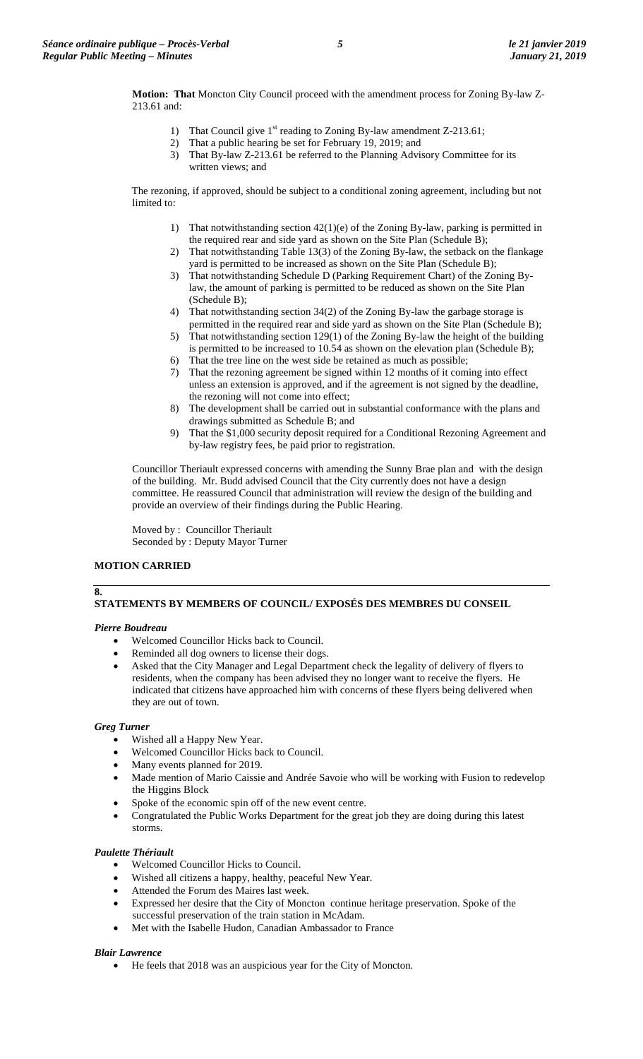**Motion: That** Moncton City Council proceed with the amendment process for Zoning By-law Z-213.61 and:

1) That Council give 1st reading to Zoning By-law amendment Z-213.61;
2) That a public hearing be set for February 19, 2019; and
3) That By-law Z-213.61 be referred to the Planning Advisory Committee for its written views; and

The rezoning, if approved, should be subject to a conditional zoning agreement, including but not limited to:

1) That notwithstanding section 42(1)(e) of the Zoning By-law, parking is permitted in the required rear and side yard as shown on the Site Plan (Schedule B);
2) That notwithstanding Table 13(3) of the Zoning By-law, the setback on the flankage yard is permitted to be increased as shown on the Site Plan (Schedule B);
3) That notwithstanding Schedule D (Parking Requirement Chart) of the Zoning By-law, the amount of parking is permitted to be reduced as shown on the Site Plan (Schedule B);
4) That notwithstanding section 34(2) of the Zoning By-law the garbage storage is permitted in the required rear and side yard as shown on the Site Plan (Schedule B);
5) That notwithstanding section 129(1) of the Zoning By-law the height of the building is permitted to be increased to 10.54 as shown on the elevation plan (Schedule B);
6) That the tree line on the west side be retained as much as possible;
7) That the rezoning agreement be signed within 12 months of it coming into effect unless an extension is approved, and if the agreement is not signed by the deadline, the rezoning will not come into effect;
8) The development shall be carried out in substantial conformance with the plans and drawings submitted as Schedule B; and
9) That the $1,000 security deposit required for a Conditional Rezoning Agreement and by-law registry fees, be paid prior to registration.

Councillor Theriault expressed concerns with amending the Sunny Brae plan and with the design of the building. Mr. Budd advised Council that the City currently does not have a design committee. He reassured Council that administration will review the design of the building and provide an overview of their findings during the Public Hearing.

Moved by : Councillor Theriault
Seconded by : Deputy Mayor Turner

**MOTION CARRIED**

---

## 8. STATEMENTS BY MEMBERS OF COUNCIL/ EXPOSÉS DES MEMBRES DU CONSEIL

***Pierre Boudreau***

- Welcomed Councillor Hicks back to Council.
- Reminded all dog owners to license their dogs.
- Asked that the City Manager and Legal Department check the legality of delivery of flyers to residents, when the company has been advised they no longer want to receive the flyers. He indicated that citizens have approached him with concerns of these flyers being delivered when they are out of town.

***Greg Turner***

- Wished all a Happy New Year.
- Welcomed Councillor Hicks back to Council.
- Many events planned for 2019.
- Made mention of Mario Caissie and Andrée Savoie who will be working with Fusion to redevelop the Higgins Block
- Spoke of the economic spin off of the new event centre.
- Congratulated the Public Works Department for the great job they are doing during this latest storms.

***Paulette Thériault***

- Welcomed Councillor Hicks to Council.
- Wished all citizens a happy, healthy, peaceful New Year.
- Attended the Forum des Maires last week.
- Expressed her desire that the City of Moncton continue heritage preservation. Spoke of the successful preservation of the train station in McAdam.
- Met with the Isabelle Hudon, Canadian Ambassador to France

***Blair Lawrence***

- He feels that 2018 was an auspicious year for the City of Moncton.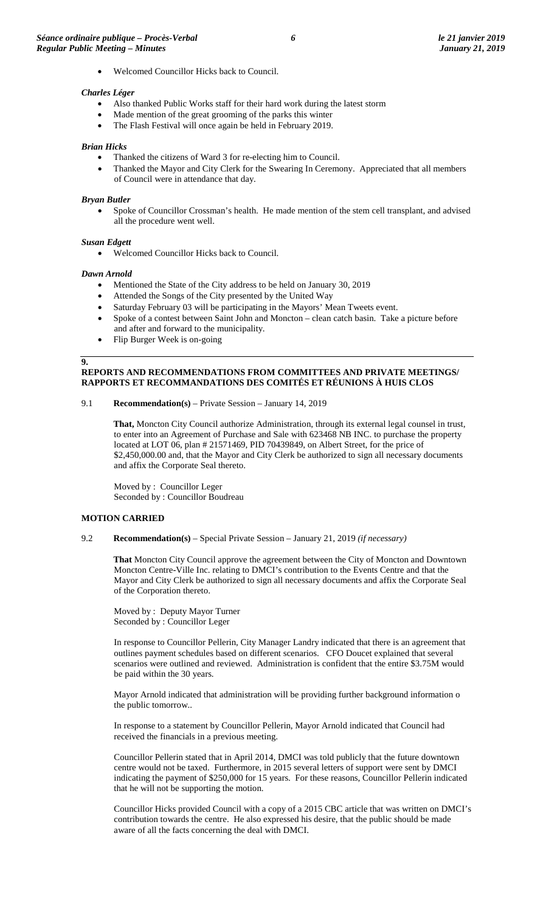- Welcomed Councillor Hicks back to Council.

***Charles Léger***

- Also thanked Public Works staff for their hard work during the latest storm
- Made mention of the great grooming of the parks this winter
- The Flash Festival will once again be held in February 2019.

***Brian Hicks***

- Thanked the citizens of Ward 3 for re-electing him to Council.
- Thanked the Mayor and City Clerk for the Swearing In Ceremony. Appreciated that all members of Council were in attendance that day.

***Bryan Butler***

- Spoke of Councillor Crossman's health. He made mention of the stem cell transplant, and advised all the procedure went well.

***Susan Edgett***

- Welcomed Councillor Hicks back to Council.

***Dawn Arnold***

- Mentioned the State of the City address to be held on January 30, 2019
- Attended the Songs of the City presented by the United Way
- Saturday February 03 will be participating in the Mayors' Mean Tweets event.
- Spoke of a contest between Saint John and Moncton – clean catch basin. Take a picture before and after and forward to the municipality.
- Flip Burger Week is on-going

**9.**

**REPORTS AND RECOMMENDATIONS FROM COMMITTEES AND PRIVATE MEETINGS/ RAPPORTS ET RECOMMANDATIONS DES COMITÉS ET RÉUNIONS À HUIS CLOS**

9.1 **Recommendation(s)** – Private Session – January 14, 2019

**That,** Moncton City Council authorize Administration, through its external legal counsel in trust, to enter into an Agreement of Purchase and Sale with 623468 NB INC. to purchase the property located at LOT 06, plan # 21571469, PID 70439849, on Albert Street, for the price of $2,450,000.00 and, that the Mayor and City Clerk be authorized to sign all necessary documents and affix the Corporate Seal thereto.

Moved by : Councillor Leger
Seconded by : Councillor Boudreau

**MOTION CARRIED**

9.2 **Recommendation(s)** – Special Private Session – January 21, 2019 *(if necessary)*

**That** Moncton City Council approve the agreement between the City of Moncton and Downtown Moncton Centre-Ville Inc. relating to DMCI's contribution to the Events Centre and that the Mayor and City Clerk be authorized to sign all necessary documents and affix the Corporate Seal of the Corporation thereto.

Moved by : Deputy Mayor Turner
Seconded by : Councillor Leger

In response to Councillor Pellerin, City Manager Landry indicated that there is an agreement that outlines payment schedules based on different scenarios. CFO Doucet explained that several scenarios were outlined and reviewed. Administration is confident that the entire $3.75M would be paid within the 30 years.

Mayor Arnold indicated that administration will be providing further background information o the public tomorrow..

In response to a statement by Councillor Pellerin, Mayor Arnold indicated that Council had received the financials in a previous meeting.

Councillor Pellerin stated that in April 2014, DMCI was told publicly that the future downtown centre would not be taxed. Furthermore, in 2015 several letters of support were sent by DMCI indicating the payment of $250,000 for 15 years. For these reasons, Councillor Pellerin indicated that he will not be supporting the motion.

Councillor Hicks provided Council with a copy of a 2015 CBC article that was written on DMCI's contribution towards the centre. He also expressed his desire, that the public should be made aware of all the facts concerning the deal with DMCI.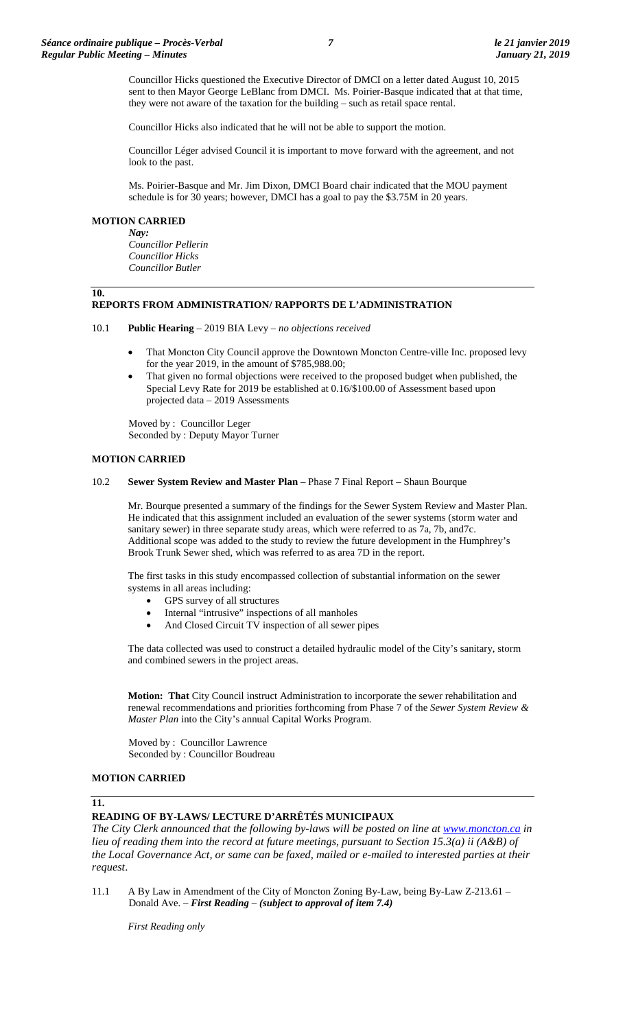Councillor Hicks questioned the Executive Director of DMCI on a letter dated August 10, 2015 sent to then Mayor George LeBlanc from DMCI. Ms. Poirier-Basque indicated that at that time, they were not aware of the taxation for the building – such as retail space rental.

Councillor Hicks also indicated that he will not be able to support the motion.

Councillor Léger advised Council it is important to move forward with the agreement, and not look to the past.

Ms. Poirier-Basque and Mr. Jim Dixon, DMCI Board chair indicated that the MOU payment schedule is for 30 years; however, DMCI has a goal to pay the $3.75M in 20 years.

**MOTION CARRIED**

*Nay:*
*Councillor Pellerin*
*Councillor Hicks*
*Councillor Butler*

## 10. REPORTS FROM ADMINISTRATION/ RAPPORTS DE L'ADMINISTRATION

10.1 **Public Hearing** – 2019 BIA Levy – *no objections received*

- That Moncton City Council approve the Downtown Moncton Centre-ville Inc. proposed levy for the year 2019, in the amount of $785,988.00;
- That given no formal objections were received to the proposed budget when published, the Special Levy Rate for 2019 be established at 0.16/$100.00 of Assessment based upon projected data – 2019 Assessments

Moved by : Councillor Leger
Seconded by : Deputy Mayor Turner

**MOTION CARRIED**

10.2 **Sewer System Review and Master Plan** – Phase 7 Final Report – Shaun Bourque

Mr. Bourque presented a summary of the findings for the Sewer System Review and Master Plan. He indicated that this assignment included an evaluation of the sewer systems (storm water and sanitary sewer) in three separate study areas, which were referred to as 7a, 7b, and7c. Additional scope was added to the study to review the future development in the Humphrey's Brook Trunk Sewer shed, which was referred to as area 7D in the report.

The first tasks in this study encompassed collection of substantial information on the sewer systems in all areas including:

- GPS survey of all structures
- Internal "intrusive" inspections of all manholes
- And Closed Circuit TV inspection of all sewer pipes

The data collected was used to construct a detailed hydraulic model of the City's sanitary, storm and combined sewers in the project areas.

**Motion: That** City Council instruct Administration to incorporate the sewer rehabilitation and renewal recommendations and priorities forthcoming from Phase 7 of the *Sewer System Review & Master Plan* into the City's annual Capital Works Program.

Moved by : Councillor Lawrence
Seconded by : Councillor Boudreau

**MOTION CARRIED**

## 11. READING OF BY-LAWS/ LECTURE D'ARRÊTÉS MUNICIPAUX

*The City Clerk announced that the following by-laws will be posted on line at [www.moncton.ca](http://www.moncton.ca) in lieu of reading them into the record at future meetings, pursuant to Section 15.3(a) ii (A&B) of the Local Governance Act, or same can be faxed, mailed or e-mailed to interested parties at their request.*

11.1 A By Law in Amendment of the City of Moncton Zoning By-Law, being By-Law Z-213.61 – Donald Ave. – ***First Reading*** – ***(subject to approval of item 7.4)***

*First Reading only*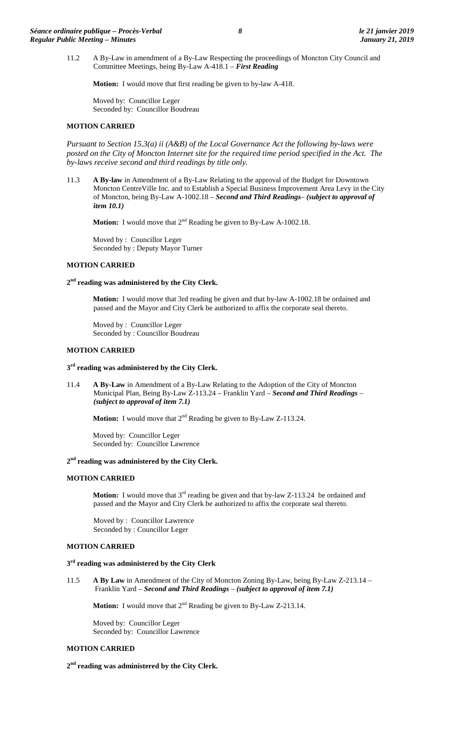11.2 A By-Law in amendment of a By-Law Respecting the proceedings of Moncton City Council and Committee Meetings, being By-Law A-418.1 – ***First Reading***

**Motion:** I would move that first reading be given to by-law A-418.

Moved by: Councillor Leger
Seconded by: Councillor Boudreau

**MOTION CARRIED**

*Pursuant to Section 15.3(a) ii (A&B) of the Local Governance Act the following by-laws were posted on the City of Moncton Internet site for the required time period specified in the Act. The by-laws receive second and third readings by title only.*

11.3 **A By-law** in Amendment of a By-Law Relating to the approval of the Budget for Downtown Moncton CentreVille Inc. and to Establish a Special Business Improvement Area Levy in the City of Moncton, being By-Law A-1002.18 – ***Second and Third Readings– (subject to approval of item 10.1)***

**Motion:** I would move that 2nd Reading be given to By-Law A-1002.18.

Moved by : Councillor Leger
Seconded by : Deputy Mayor Turner

**MOTION CARRIED**

**2nd reading was administered by the City Clerk.**

**Motion:** I would move that 3rd reading be given and that by-law A-1002.18 be ordained and passed and the Mayor and City Clerk be authorized to affix the corporate seal thereto.

Moved by : Councillor Leger
Seconded by : Councillor Boudreau

**MOTION CARRIED**

**3rd reading was administered by the City Clerk.**

11.4 **A By-Law** in Amendment of a By-Law Relating to the Adoption of the City of Moncton Municipal Plan, Being By-Law Z-113.24 – Franklin Yard – ***Second and Third Readings – (subject to approval of item 7.1)***

**Motion:** I would move that 2nd Reading be given to By-Law Z-113.24.

Moved by: Councillor Leger
Seconded by: Councillor Lawrence

**2nd reading was administered by the City Clerk.**

**MOTION CARRIED**

**Motion:** I would move that 3rd reading be given and that by-law Z-113.24 be ordained and passed and the Mayor and City Clerk be authorized to affix the corporate seal thereto.

Moved by : Councillor Lawrence
Seconded by : Councillor Leger

**MOTION CARRIED**

**3rd reading was administered by the City Clerk**

11.5 **A By Law** in Amendment of the City of Moncton Zoning By-Law, being By-Law Z-213.14 – Franklin Yard – ***Second and Third Readings – (subject to approval of item 7.1)***

**Motion:** I would move that 2nd Reading be given to By-Law Z-213.14.

Moved by: Councillor Leger
Seconded by: Councillor Lawrence

**MOTION CARRIED**

**2nd reading was administered by the City Clerk.**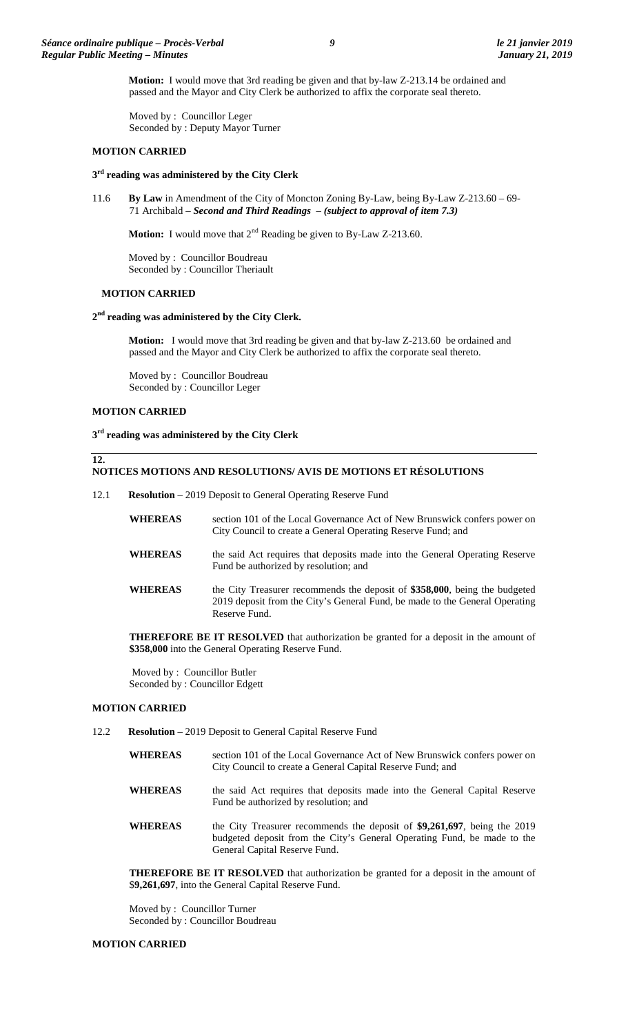**Motion:** I would move that 3rd reading be given and that by-law Z-213.14 be ordained and passed and the Mayor and City Clerk be authorized to affix the corporate seal thereto.

Moved by : Councillor Leger
Seconded by : Deputy Mayor Turner

**MOTION CARRIED**

**3rd reading was administered by the City Clerk**

11.6 **By Law** in Amendment of the City of Moncton Zoning By-Law, being By-Law Z-213.60 – 69-71 Archibald – ***Second and Third Readings – (subject to approval of item 7.3)***

**Motion:** I would move that 2nd Reading be given to By-Law Z-213.60.

Moved by : Councillor Boudreau
Seconded by : Councillor Theriault

**MOTION CARRIED**

**2nd reading was administered by the City Clerk.**

**Motion:** I would move that 3rd reading be given and that by-law Z-213.60 be ordained and passed and the Mayor and City Clerk be authorized to affix the corporate seal thereto.

Moved by : Councillor Boudreau
Seconded by : Councillor Leger

**MOTION CARRIED**

**3rd reading was administered by the City Clerk**

## 12. NOTICES MOTIONS AND RESOLUTIONS/ AVIS DE MOTIONS ET RÉSOLUTIONS

12.1 **Resolution** – 2019 Deposit to General Operating Reserve Fund

**WHEREAS** section 101 of the Local Governance Act of New Brunswick confers power on City Council to create a General Operating Reserve Fund; and

**WHEREAS** the said Act requires that deposits made into the General Operating Reserve Fund be authorized by resolution; and

**WHEREAS** the City Treasurer recommends the deposit of **$358,000**, being the budgeted 2019 deposit from the City's General Fund, be made to the General Operating Reserve Fund.

**THEREFORE BE IT RESOLVED** that authorization be granted for a deposit in the amount of **$358,000** into the General Operating Reserve Fund.

Moved by : Councillor Butler
Seconded by : Councillor Edgett

**MOTION CARRIED**

12.2 **Resolution** – 2019 Deposit to General Capital Reserve Fund

**WHEREAS** section 101 of the Local Governance Act of New Brunswick confers power on City Council to create a General Capital Reserve Fund; and

**WHEREAS** the said Act requires that deposits made into the General Capital Reserve Fund be authorized by resolution; and

**WHEREAS** the City Treasurer recommends the deposit of **$9,261,697**, being the 2019 budgeted deposit from the City's General Operating Fund, be made to the General Capital Reserve Fund.

**THEREFORE BE IT RESOLVED** that authorization be granted for a deposit in the amount of $**9,261,697**, into the General Capital Reserve Fund.

Moved by : Councillor Turner
Seconded by : Councillor Boudreau

**MOTION CARRIED**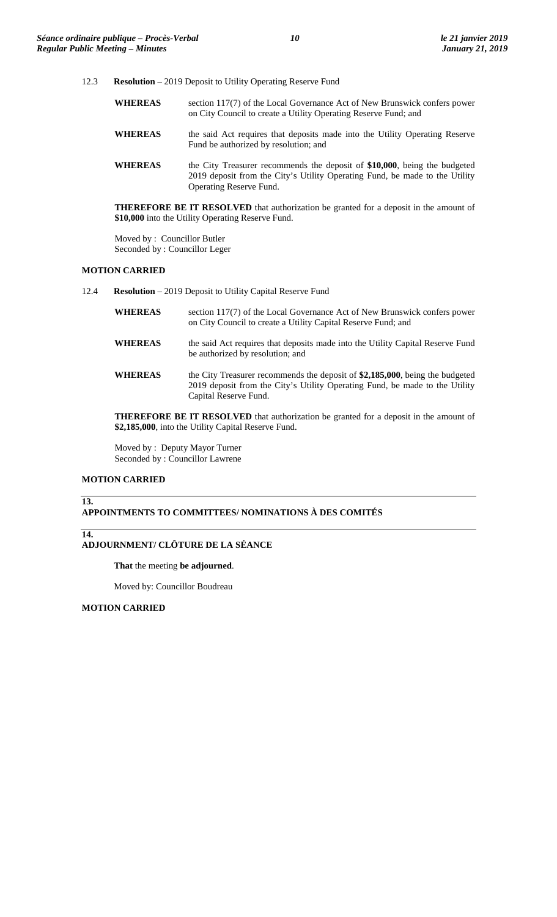12.3 **Resolution** – 2019 Deposit to Utility Operating Reserve Fund

**WHEREAS** section 117(7) of the Local Governance Act of New Brunswick confers power on City Council to create a Utility Operating Reserve Fund; and

**WHEREAS** the said Act requires that deposits made into the Utility Operating Reserve Fund be authorized by resolution; and

**WHEREAS** the City Treasurer recommends the deposit of **$10,000**, being the budgeted 2019 deposit from the City's Utility Operating Fund, be made to the Utility Operating Reserve Fund.

**THEREFORE BE IT RESOLVED** that authorization be granted for a deposit in the amount of **$10,000** into the Utility Operating Reserve Fund.

Moved by : Councillor Butler
Seconded by : Councillor Leger

**MOTION CARRIED**

12.4 **Resolution** – 2019 Deposit to Utility Capital Reserve Fund

**WHEREAS** section 117(7) of the Local Governance Act of New Brunswick confers power on City Council to create a Utility Capital Reserve Fund; and

**WHEREAS** the said Act requires that deposits made into the Utility Capital Reserve Fund be authorized by resolution; and

**WHEREAS** the City Treasurer recommends the deposit of **$2,185,000**, being the budgeted 2019 deposit from the City's Utility Operating Fund, be made to the Utility Capital Reserve Fund.

**THEREFORE BE IT RESOLVED** that authorization be granted for a deposit in the amount of **$2,185,000**, into the Utility Capital Reserve Fund.

Moved by : Deputy Mayor Turner
Seconded by : Councillor Lawrene

**MOTION CARRIED**

## 13. APPOINTMENTS TO COMMITTEES/ NOMINATIONS À DES COMITÉS

## 14. ADJOURNMENT/ CLÔTURE DE LA SÉANCE

**That** the meeting **be adjourned**.

Moved by: Councillor Boudreau

**MOTION CARRIED**